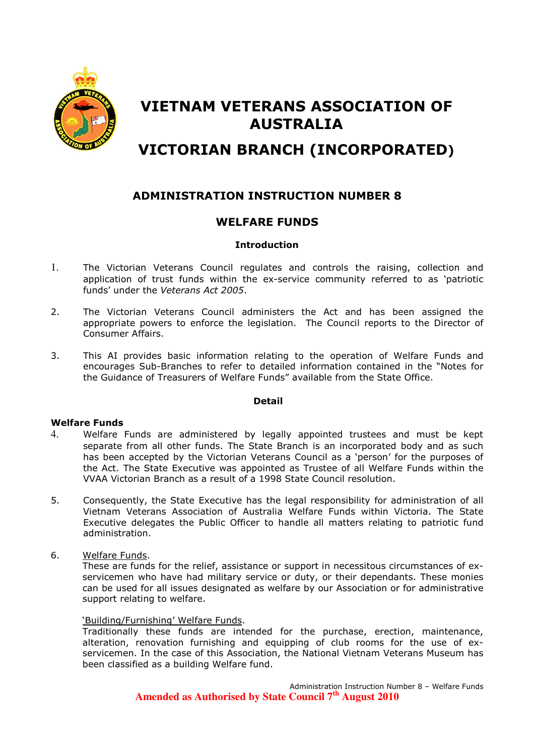# VIETNAM VETERANS ASSOCIATION OF AUSTRALIA

# VICTORIAN BRANCH (INCORPORATED)

## ADMINISTRATION INSTRUCTION NUMBER 8

## WELFARE FUNDS

### Introduction

1. The Victorian Veterans Council regulates and controls the raising, collection and application of trust funds within the ex-service community referred to as 'patriotic funds' under the *Veterans Act 2005*.

2. The Victorian Veterans Council administers the Act and has been assigned the appropriate powers to enforce the legislation. The Council reports to the Director of Consumer Affairs.

3. This AI provides basic information relating to the operation of Welfare Funds and encourages Sub-Branches to refer to detailed information contained in the "Notes for the Guidance of Treasurers of Welfare Funds" available from the State Office.

### Detail

**Welfare Funds**

4. Welfare Funds are administered by legally appointed trustees and must be kept separate from all other funds. The State Branch is an incorporated body and as such has been accepted by the Victorian Veterans Council as a 'person' for the purposes of the Act. The State Executive was appointed as Trustee of all Welfare Funds within the VVAA Victorian Branch as a result of a 1998 State Council resolution.

5. Consequently, the State Executive has the legal responsibility for administration of all Vietnam Veterans Association of Australia Welfare Funds within Victoria. The State Executive delegates the Public Officer to handle all matters relating to patriotic fund administration.

6. <u>Welfare Funds</u>.
   These are funds for the relief, assistance or support in necessitous circumstances of ex-servicemen who have had military service or duty, or their dependants. These monies can be used for all issues designated as welfare by our Association or for administrative support relating to welfare.

   <u>'Building/Furnishing' Welfare Funds</u>.
   Traditionally these funds are intended for the purchase, erection, maintenance, alteration, renovation furnishing and equipping of club rooms for the use of ex-servicemen. In the case of this Association, the National Vietnam Veterans Museum has been classified as a building Welfare fund.

**Amended as Authorised by State Council 7th August 2010**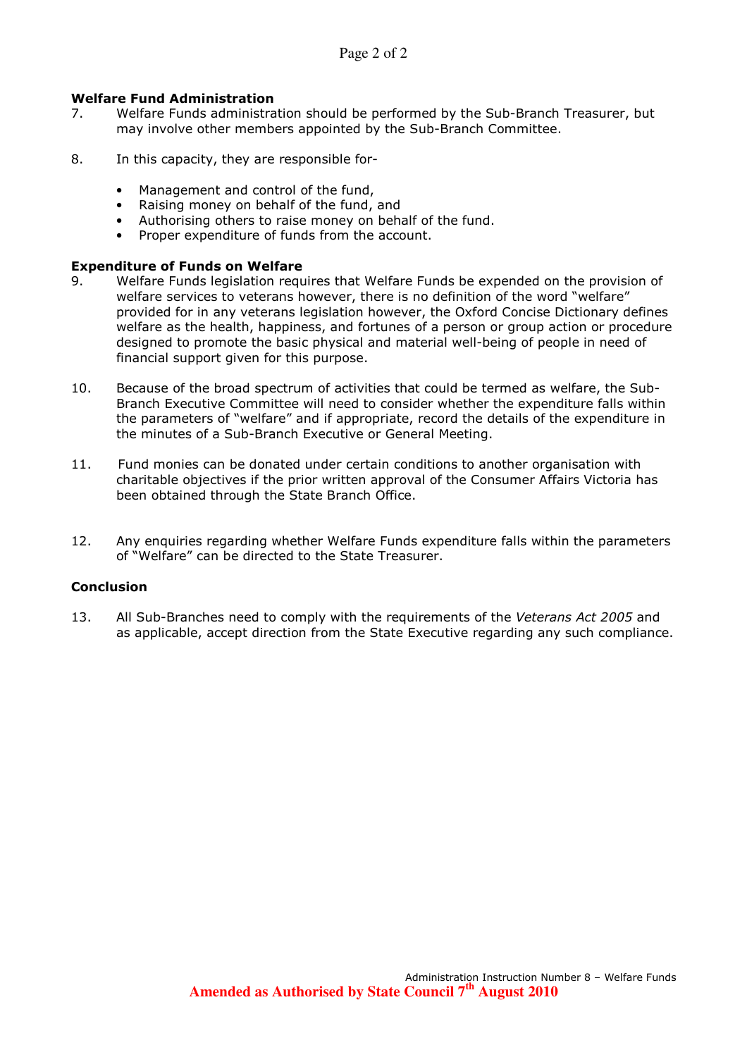**Welfare Fund Administration**

7. Welfare Funds administration should be performed by the Sub-Branch Treasurer, but may involve other members appointed by the Sub-Branch Committee.

8. In this capacity, they are responsible for-

   - Management and control of the fund,
   - Raising money on behalf of the fund, and
   - Authorising others to raise money on behalf of the fund.
   - Proper expenditure of funds from the account.

**Expenditure of Funds on Welfare**

9. Welfare Funds legislation requires that Welfare Funds be expended on the provision of welfare services to veterans however, there is no definition of the word "welfare" provided for in any veterans legislation however, the Oxford Concise Dictionary defines welfare as the health, happiness, and fortunes of a person or group action or procedure designed to promote the basic physical and material well-being of people in need of financial support given for this purpose.

10. Because of the broad spectrum of activities that could be termed as welfare, the Sub-Branch Executive Committee will need to consider whether the expenditure falls within the parameters of "welfare" and if appropriate, record the details of the expenditure in the minutes of a Sub-Branch Executive or General Meeting.

11. Fund monies can be donated under certain conditions to another organisation with charitable objectives if the prior written approval of the Consumer Affairs Victoria has been obtained through the State Branch Office.

12. Any enquiries regarding whether Welfare Funds expenditure falls within the parameters of "Welfare" can be directed to the State Treasurer.

**Conclusion**

13. All Sub-Branches need to comply with the requirements of the *Veterans Act 2005* and as applicable, accept direction from the State Executive regarding any such compliance.

Administration Instruction Number 8 – Welfare Funds

**Amended as Authorised by State Council 7th August 2010**